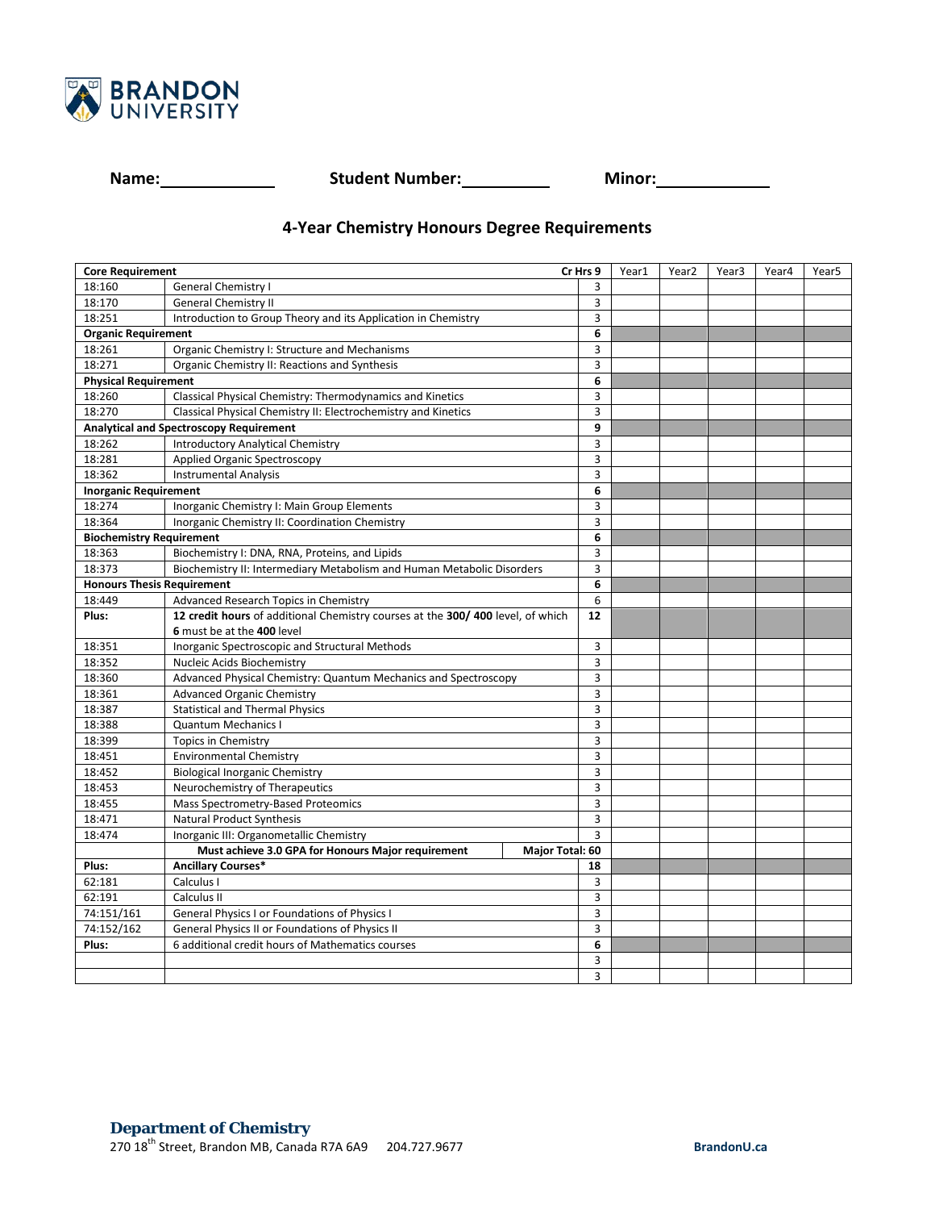**BRANDON UNIVERSITY**

**Name:** ____________ **Student Number:** __________ **Minor:** ____________

## 4-Year Chemistry Honours Degree Requirements

| **Core Requirement** | | **Cr Hrs 9** | Year1 | Year2 | Year3 | Year4 | Year5 |
|---|---|---|---|---|---|---|---|
| 18:160 | General Chemistry I | 3 | | | | | |
| 18:170 | General Chemistry II | 3 | | | | | |
| 18:251 | Introduction to Group Theory and its Application in Chemistry | 3 | | | | | |
| **Organic Requirement** | | **6** | | | | | |
| 18:261 | Organic Chemistry I: Structure and Mechanisms | 3 | | | | | |
| 18:271 | Organic Chemistry II: Reactions and Synthesis | 3 | | | | | |
| **Physical Requirement** | | **6** | | | | | |
| 18:260 | Classical Physical Chemistry: Thermodynamics and Kinetics | 3 | | | | | |
| 18:270 | Classical Physical Chemistry II: Electrochemistry and Kinetics | 3 | | | | | |
| **Analytical and Spectroscopy Requirement** | | **9** | | | | | |
| 18:262 | Introductory Analytical Chemistry | 3 | | | | | |
| 18:281 | Applied Organic Spectroscopy | 3 | | | | | |
| 18:362 | Instrumental Analysis | 3 | | | | | |
| **Inorganic Requirement** | | **6** | | | | | |
| 18:274 | Inorganic Chemistry I: Main Group Elements | 3 | | | | | |
| 18:364 | Inorganic Chemistry II: Coordination Chemistry | 3 | | | | | |
| **Biochemistry Requirement** | | **6** | | | | | |
| 18:363 | Biochemistry I: DNA, RNA, Proteins, and Lipids | 3 | | | | | |
| 18:373 | Biochemistry II: Intermediary Metabolism and Human Metabolic Disorders | 3 | | | | | |
| **Honours Thesis Requirement** | | **6** | | | | | |
| 18:449 | Advanced Research Topics in Chemistry | 6 | | | | | |
| **Plus:** | **12 credit hours** of additional Chemistry courses at the **300/ 400** level, of which **6** must be at the **400** level | **12** | | | | | |
| 18:351 | Inorganic Spectroscopic and Structural Methods | 3 | | | | | |
| 18:352 | Nucleic Acids Biochemistry | 3 | | | | | |
| 18:360 | Advanced Physical Chemistry: Quantum Mechanics and Spectroscopy | 3 | | | | | |
| 18:361 | Advanced Organic Chemistry | 3 | | | | | |
| 18:387 | Statistical and Thermal Physics | 3 | | | | | |
| 18:388 | Quantum Mechanics I | 3 | | | | | |
| 18:399 | Topics in Chemistry | 3 | | | | | |
| 18:451 | Environmental Chemistry | 3 | | | | | |
| 18:452 | Biological Inorganic Chemistry | 3 | | | | | |
| 18:453 | Neurochemistry of Therapeutics | 3 | | | | | |
| 18:455 | Mass Spectrometry-Based Proteomics | 3 | | | | | |
| 18:471 | Natural Product Synthesis | 3 | | | | | |
| 18:474 | Inorganic III: Organometallic Chemistry | 3 | | | | | |
| | **Must achieve 3.0 GPA for Honours Major requirement** | **Major Total: 60** | | | | | |
| **Plus:** | **Ancillary Courses*** | **18** | | | | | |
| 62:181 | Calculus I | 3 | | | | | |
| 62:191 | Calculus II | 3 | | | | | |
| 74:151/161 | General Physics I or Foundations of Physics I | 3 | | | | | |
| 74:152/162 | General Physics II or Foundations of Physics II | 3 | | | | | |
| **Plus:** | 6 additional credit hours of Mathematics courses | **6** | | | | | |
| | | 3 | | | | | |
| | | 3 | | | | | |

**Department of Chemistry**
270 18th Street, Brandon MB, Canada R7A 6A9 204.727.9677 BrandonU.ca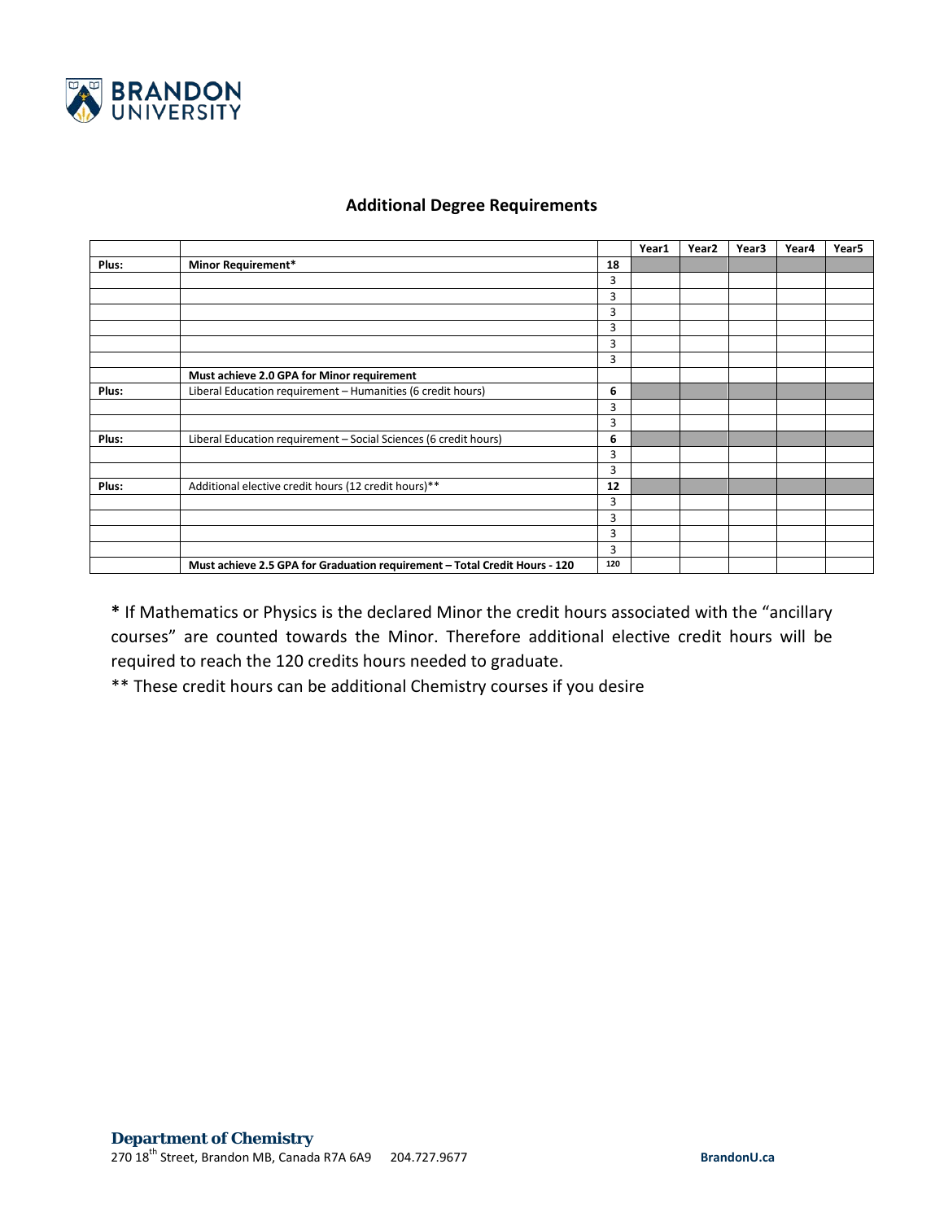## Additional Degree Requirements

| | | | Year1 | Year2 | Year3 | Year4 | Year5 |
|---|---|---|---|---|---|---|---|
| **Plus:** | **Minor Requirement*** | **18** | | | | | |
| | | 3 | | | | | |
| | | 3 | | | | | |
| | | 3 | | | | | |
| | | 3 | | | | | |
| | | 3 | | | | | |
| | | 3 | | | | | |
| | **Must achieve 2.0 GPA for Minor requirement** | | | | | | |
| **Plus:** | Liberal Education requirement – Humanities (6 credit hours) | **6** | | | | | |
| | | 3 | | | | | |
| | | 3 | | | | | |
| **Plus:** | Liberal Education requirement – Social Sciences (6 credit hours) | **6** | | | | | |
| | | 3 | | | | | |
| | | 3 | | | | | |
| **Plus:** | Additional elective credit hours (12 credit hours)** | **12** | | | | | |
| | | 3 | | | | | |
| | | 3 | | | | | |
| | | 3 | | | | | |
| | | 3 | | | | | |
| | **Must achieve 2.5 GPA for Graduation requirement – Total Credit Hours - 120** | **120** | | | | | |

**\*** If Mathematics or Physics is the declared Minor the credit hours associated with the "ancillary courses" are counted towards the Minor. Therefore additional elective credit hours will be required to reach the 120 credits hours needed to graduate.

** These credit hours can be additional Chemistry courses if you desire